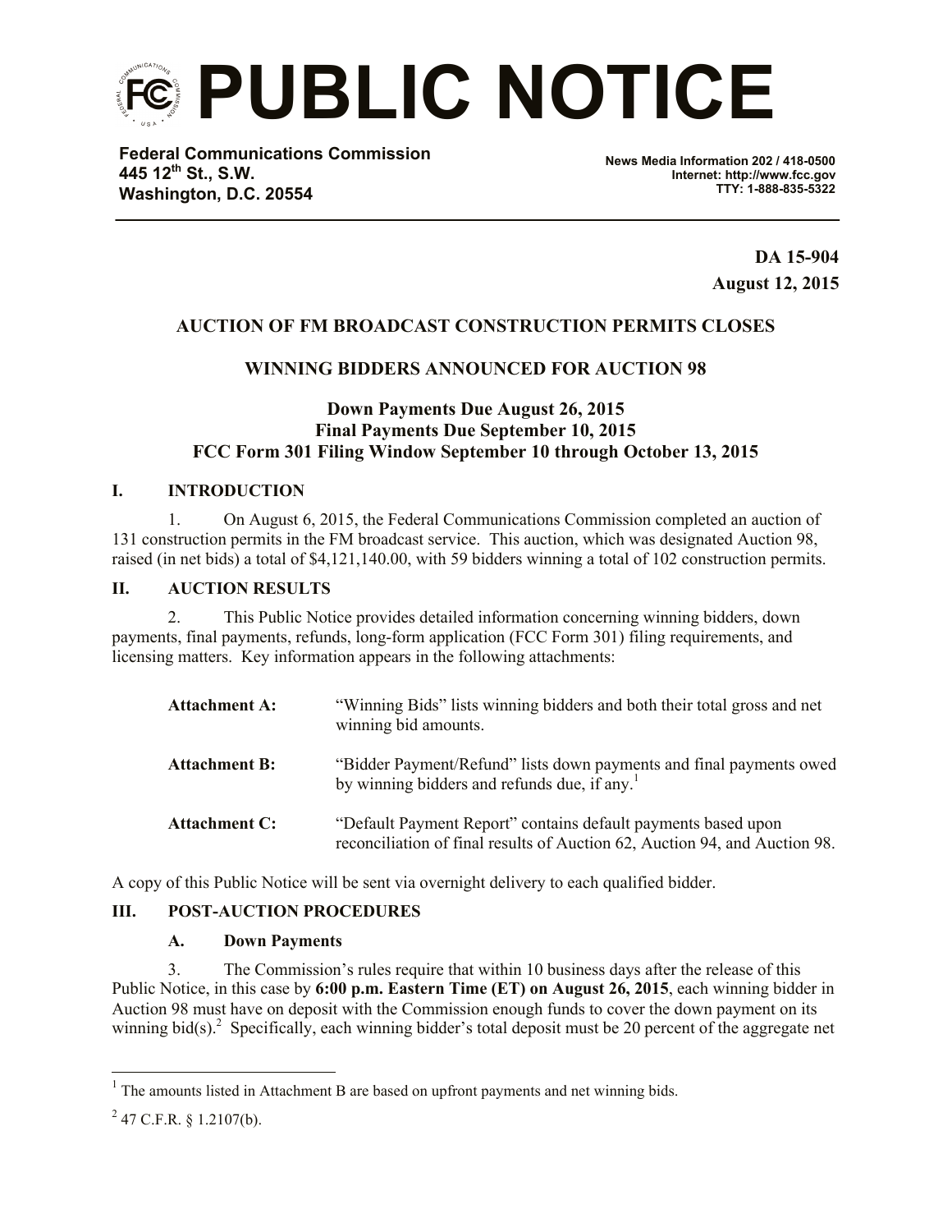# PUBLIC NOTICE

**Federal Communications Commission**
**445 12th St., S.W.**
**Washington, D.C. 20554**

**News Media Information 202 / 418-0500**
**Internet: http://www.fcc.gov**
**TTY: 1-888-835-5322**

**DA 15-904**
**August 12, 2015**

## AUCTION OF FM BROADCAST CONSTRUCTION PERMITS CLOSES

## WINNING BIDDERS ANNOUNCED FOR AUCTION 98

### Down Payments Due August 26, 2015
### Final Payments Due September 10, 2015
### FCC Form 301 Filing Window September 10 through October 13, 2015

## I. INTRODUCTION

1. On August 6, 2015, the Federal Communications Commission completed an auction of 131 construction permits in the FM broadcast service. This auction, which was designated Auction 98, raised (in net bids) a total of $4,121,140.00, with 59 bidders winning a total of 102 construction permits.

## II. AUCTION RESULTS

2. This Public Notice provides detailed information concerning winning bidders, down payments, final payments, refunds, long-form application (FCC Form 301) filing requirements, and licensing matters. Key information appears in the following attachments:

| | |
|---|---|
| **Attachment A:** | "Winning Bids" lists winning bidders and both their total gross and net winning bid amounts. |
| **Attachment B:** | "Bidder Payment/Refund" lists down payments and final payments owed by winning bidders and refunds due, if any.[1] |
| **Attachment C:** | "Default Payment Report" contains default payments based upon reconciliation of final results of Auction 62, Auction 94, and Auction 98. |

A copy of this Public Notice will be sent via overnight delivery to each qualified bidder.

## III. POST-AUCTION PROCEDURES

### A. Down Payments

3. The Commission's rules require that within 10 business days after the release of this Public Notice, in this case by **6:00 p.m. Eastern Time (ET) on August 26, 2015**, each winning bidder in Auction 98 must have on deposit with the Commission enough funds to cover the down payment on its winning bid(s).[2] Specifically, each winning bidder's total deposit must be 20 percent of the aggregate net

---

[1] The amounts listed in Attachment B are based on upfront payments and net winning bids.

[2] 47 C.F.R. § 1.2107(b).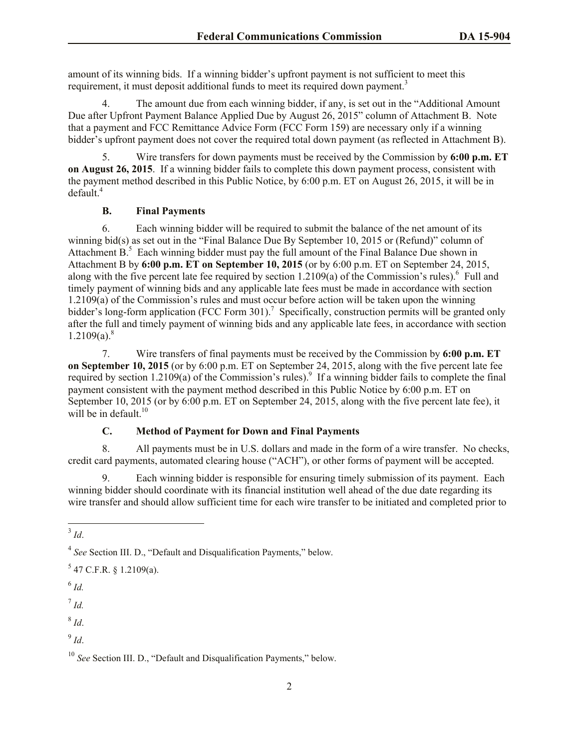amount of its winning bids. If a winning bidder's upfront payment is not sufficient to meet this requirement, it must deposit additional funds to meet its required down payment.[3]

4. The amount due from each winning bidder, if any, is set out in the "Additional Amount Due after Upfront Payment Balance Applied Due by August 26, 2015" column of Attachment B. Note that a payment and FCC Remittance Advice Form (FCC Form 159) are necessary only if a winning bidder's upfront payment does not cover the required total down payment (as reflected in Attachment B).

5. Wire transfers for down payments must be received by the Commission by **6:00 p.m. ET on August 26, 2015**. If a winning bidder fails to complete this down payment process, consistent with the payment method described in this Public Notice, by 6:00 p.m. ET on August 26, 2015, it will be in default.[4]

### B. Final Payments

6. Each winning bidder will be required to submit the balance of the net amount of its winning bid(s) as set out in the "Final Balance Due By September 10, 2015 or (Refund)" column of Attachment B.[5] Each winning bidder must pay the full amount of the Final Balance Due shown in Attachment B by **6:00 p.m. ET on September 10, 2015** (or by 6:00 p.m. ET on September 24, 2015, along with the five percent late fee required by section 1.2109(a) of the Commission's rules).[6] Full and timely payment of winning bids and any applicable late fees must be made in accordance with section 1.2109(a) of the Commission's rules and must occur before action will be taken upon the winning bidder's long-form application (FCC Form 301).[7] Specifically, construction permits will be granted only after the full and timely payment of winning bids and any applicable late fees, in accordance with section 1.2109(a).[8]

7. Wire transfers of final payments must be received by the Commission by **6:00 p.m. ET on September 10, 2015** (or by 6:00 p.m. ET on September 24, 2015, along with the five percent late fee required by section 1.2109(a) of the Commission's rules).[9] If a winning bidder fails to complete the final payment consistent with the payment method described in this Public Notice by 6:00 p.m. ET on September 10, 2015 (or by 6:00 p.m. ET on September 24, 2015, along with the five percent late fee), it will be in default.[10]

### C. Method of Payment for Down and Final Payments

8. All payments must be in U.S. dollars and made in the form of a wire transfer. No checks, credit card payments, automated clearing house ("ACH"), or other forms of payment will be accepted.

9. Each winning bidder is responsible for ensuring timely submission of its payment. Each winning bidder should coordinate with its financial institution well ahead of the due date regarding its wire transfer and should allow sufficient time for each wire transfer to be initiated and completed prior to

---

[3] *Id*.

[4] *See* Section III. D., "Default and Disqualification Payments," below.

[5] 47 C.F.R. § 1.2109(a).

[6] *Id.*

[7] *Id.*

[8] *Id*.

[9] *Id*.

[10] *See* Section III. D., "Default and Disqualification Payments," below.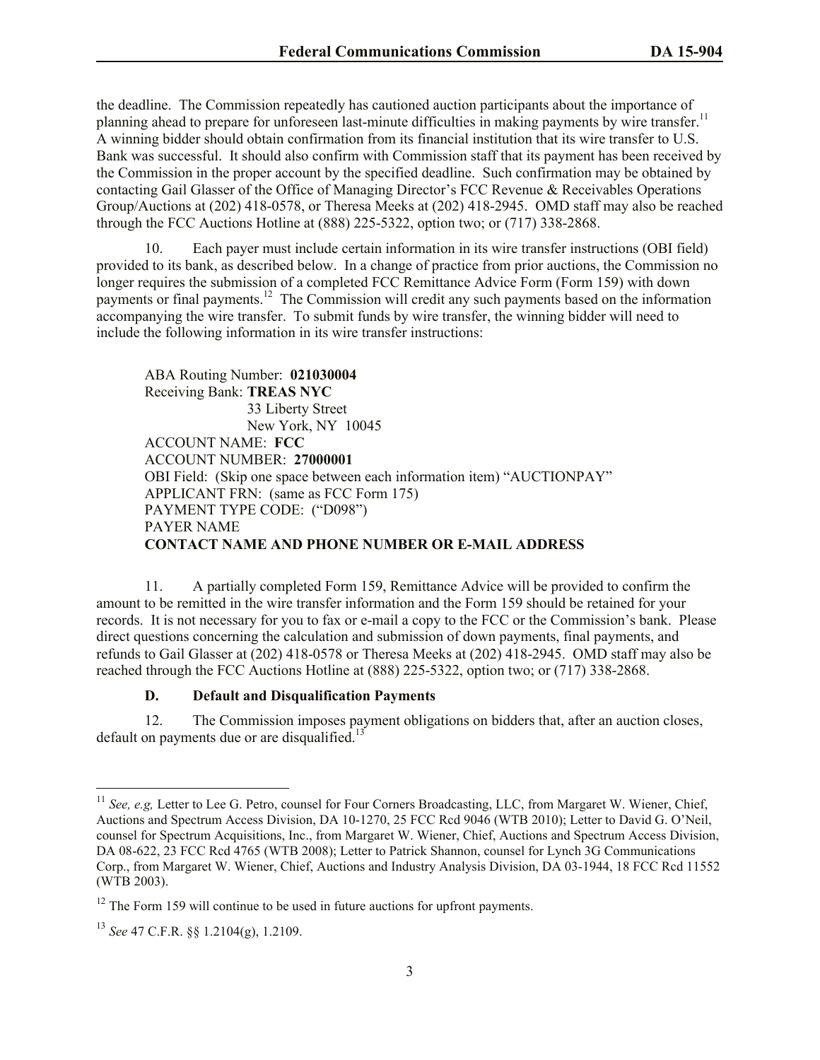the deadline. The Commission repeatedly has cautioned auction participants about the importance of planning ahead to prepare for unforeseen last-minute difficulties in making payments by wire transfer.[11] A winning bidder should obtain confirmation from its financial institution that its wire transfer to U.S. Bank was successful. It should also confirm with Commission staff that its payment has been received by the Commission in the proper account by the specified deadline. Such confirmation may be obtained by contacting Gail Glasser of the Office of Managing Director's FCC Revenue & Receivables Operations Group/Auctions at (202) 418-0578, or Theresa Meeks at (202) 418-2945. OMD staff may also be reached through the FCC Auctions Hotline at (888) 225-5322, option two; or (717) 338-2868.

10. Each payer must include certain information in its wire transfer instructions (OBI field) provided to its bank, as described below. In a change of practice from prior auctions, the Commission no longer requires the submission of a completed FCC Remittance Advice Form (Form 159) with down payments or final payments.[12] The Commission will credit any such payments based on the information accompanying the wire transfer. To submit funds by wire transfer, the winning bidder will need to include the following information in its wire transfer instructions:

> ABA Routing Number: **021030004**
> Receiving Bank: **TREAS NYC**
> 33 Liberty Street
> New York, NY 10045
> ACCOUNT NAME: **FCC**
> ACCOUNT NUMBER: **27000001**
> OBI Field: (Skip one space between each information item) "AUCTIONPAY"
> APPLICANT FRN: (same as FCC Form 175)
> PAYMENT TYPE CODE: ("D098")
> PAYER NAME
> **CONTACT NAME AND PHONE NUMBER OR E-MAIL ADDRESS**

11. A partially completed Form 159, Remittance Advice will be provided to confirm the amount to be remitted in the wire transfer information and the Form 159 should be retained for your records. It is not necessary for you to fax or e-mail a copy to the FCC or the Commission's bank. Please direct questions concerning the calculation and submission of down payments, final payments, and refunds to Gail Glasser at (202) 418-0578 or Theresa Meeks at (202) 418-2945. OMD staff may also be reached through the FCC Auctions Hotline at (888) 225-5322, option two; or (717) 338-2868.

### D. Default and Disqualification Payments

12. The Commission imposes payment obligations on bidders that, after an auction closes, default on payments due or are disqualified.[13]

---

[11] *See, e.g,* Letter to Lee G. Petro, counsel for Four Corners Broadcasting, LLC, from Margaret W. Wiener, Chief, Auctions and Spectrum Access Division, DA 10-1270, 25 FCC Rcd 9046 (WTB 2010); Letter to David G. O'Neil, counsel for Spectrum Acquisitions, Inc., from Margaret W. Wiener, Chief, Auctions and Spectrum Access Division, DA 08-622, 23 FCC Rcd 4765 (WTB 2008); Letter to Patrick Shannon, counsel for Lynch 3G Communications Corp., from Margaret W. Wiener, Chief, Auctions and Industry Analysis Division, DA 03-1944, 18 FCC Rcd 11552 (WTB 2003).

[12] The Form 159 will continue to be used in future auctions for upfront payments.

[13] *See* 47 C.F.R. §§ 1.2104(g), 1.2109.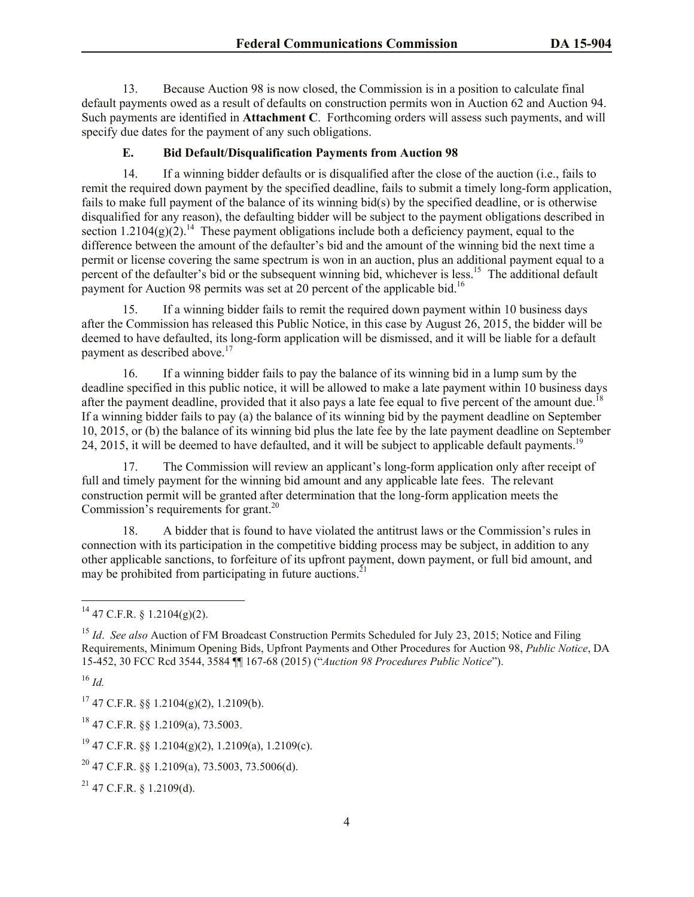13. Because Auction 98 is now closed, the Commission is in a position to calculate final default payments owed as a result of defaults on construction permits won in Auction 62 and Auction 94. Such payments are identified in **Attachment C**. Forthcoming orders will assess such payments, and will specify due dates for the payment of any such obligations.

### E. Bid Default/Disqualification Payments from Auction 98

14. If a winning bidder defaults or is disqualified after the close of the auction (i.e., fails to remit the required down payment by the specified deadline, fails to submit a timely long-form application, fails to make full payment of the balance of its winning bid(s) by the specified deadline, or is otherwise disqualified for any reason), the defaulting bidder will be subject to the payment obligations described in section 1.2104(g)(2).[14] These payment obligations include both a deficiency payment, equal to the difference between the amount of the defaulter's bid and the amount of the winning bid the next time a permit or license covering the same spectrum is won in an auction, plus an additional payment equal to a percent of the defaulter's bid or the subsequent winning bid, whichever is less.[15] The additional default payment for Auction 98 permits was set at 20 percent of the applicable bid.[16]

15. If a winning bidder fails to remit the required down payment within 10 business days after the Commission has released this Public Notice, in this case by August 26, 2015, the bidder will be deemed to have defaulted, its long-form application will be dismissed, and it will be liable for a default payment as described above.[17]

16. If a winning bidder fails to pay the balance of its winning bid in a lump sum by the deadline specified in this public notice, it will be allowed to make a late payment within 10 business days after the payment deadline, provided that it also pays a late fee equal to five percent of the amount due.[18] If a winning bidder fails to pay (a) the balance of its winning bid by the payment deadline on September 10, 2015, or (b) the balance of its winning bid plus the late fee by the late payment deadline on September 24, 2015, it will be deemed to have defaulted, and it will be subject to applicable default payments.[19]

17. The Commission will review an applicant's long-form application only after receipt of full and timely payment for the winning bid amount and any applicable late fees. The relevant construction permit will be granted after determination that the long-form application meets the Commission's requirements for grant.[20]

18. A bidder that is found to have violated the antitrust laws or the Commission's rules in connection with its participation in the competitive bidding process may be subject, in addition to any other applicable sanctions, to forfeiture of its upfront payment, down payment, or full bid amount, and may be prohibited from participating in future auctions.[21]

---

[14] 47 C.F.R. § 1.2104(g)(2).

[15] *Id*. *See also* Auction of FM Broadcast Construction Permits Scheduled for July 23, 2015; Notice and Filing Requirements, Minimum Opening Bids, Upfront Payments and Other Procedures for Auction 98, *Public Notice*, DA 15-452, 30 FCC Rcd 3544, 3584 ¶¶ 167-68 (2015) ("*Auction 98 Procedures Public Notice*").

[16] *Id.*

[17] 47 C.F.R. §§ 1.2104(g)(2), 1.2109(b).

[18] 47 C.F.R. §§ 1.2109(a), 73.5003.

[19] 47 C.F.R. §§ 1.2104(g)(2), 1.2109(a), 1.2109(c).

[20] 47 C.F.R. §§ 1.2109(a), 73.5003, 73.5006(d).

[21] 47 C.F.R. § 1.2109(d).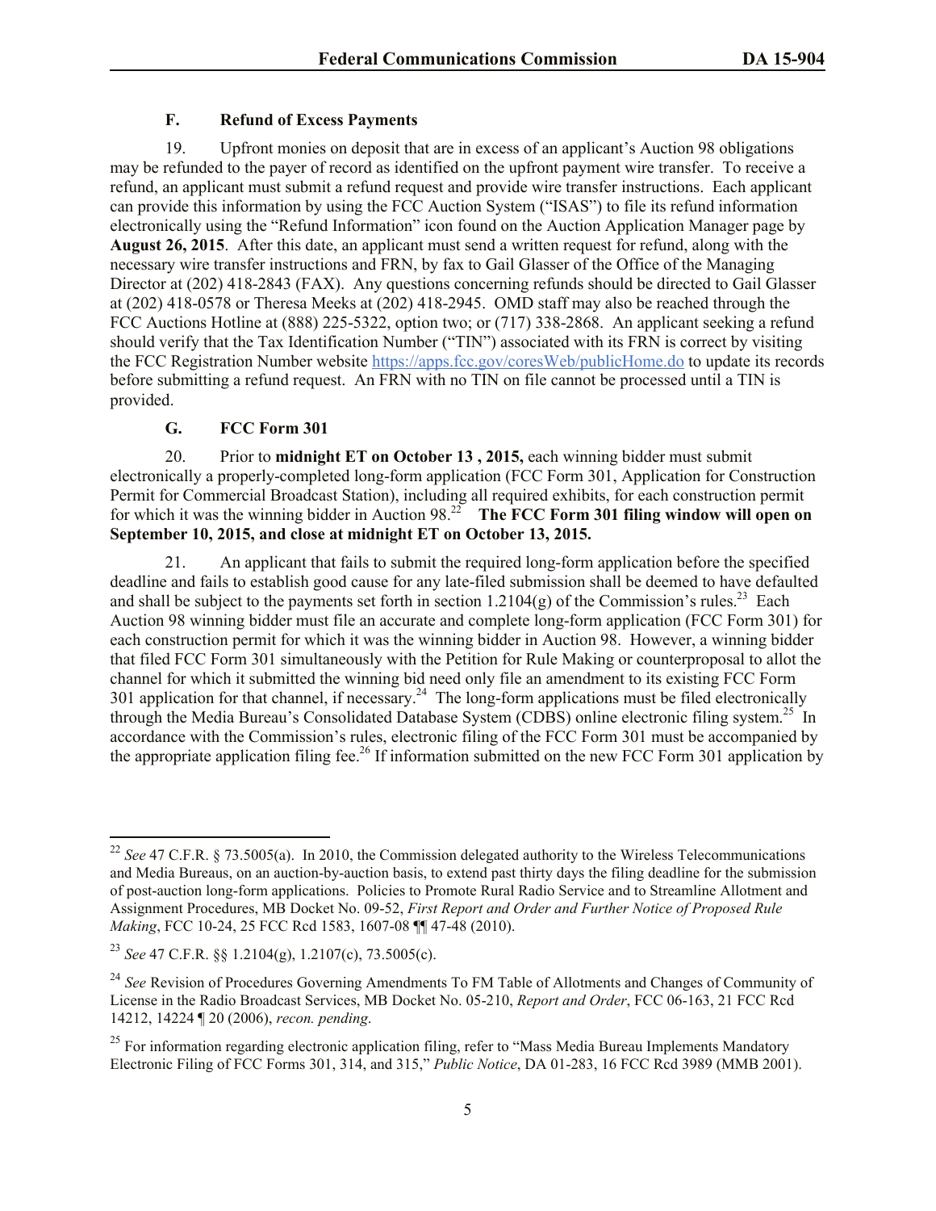### F. Refund of Excess Payments

19. Upfront monies on deposit that are in excess of an applicant's Auction 98 obligations may be refunded to the payer of record as identified on the upfront payment wire transfer. To receive a refund, an applicant must submit a refund request and provide wire transfer instructions. Each applicant can provide this information by using the FCC Auction System ("ISAS") to file its refund information electronically using the "Refund Information" icon found on the Auction Application Manager page by **August 26, 2015**. After this date, an applicant must send a written request for refund, along with the necessary wire transfer instructions and FRN, by fax to Gail Glasser of the Office of the Managing Director at (202) 418-2843 (FAX). Any questions concerning refunds should be directed to Gail Glasser at (202) 418-0578 or Theresa Meeks at (202) 418-2945. OMD staff may also be reached through the FCC Auctions Hotline at (888) 225-5322, option two; or (717) 338-2868. An applicant seeking a refund should verify that the Tax Identification Number ("TIN") associated with its FRN is correct by visiting the FCC Registration Number website https://apps.fcc.gov/coresWeb/publicHome.do to update its records before submitting a refund request. An FRN with no TIN on file cannot be processed until a TIN is provided.

### G. FCC Form 301

20. Prior to **midnight ET on October 13 , 2015,** each winning bidder must submit electronically a properly-completed long-form application (FCC Form 301, Application for Construction Permit for Commercial Broadcast Station), including all required exhibits, for each construction permit for which it was the winning bidder in Auction 98.[22] **The FCC Form 301 filing window will open on September 10, 2015, and close at midnight ET on October 13, 2015.**

21. An applicant that fails to submit the required long-form application before the specified deadline and fails to establish good cause for any late-filed submission shall be deemed to have defaulted and shall be subject to the payments set forth in section 1.2104(g) of the Commission's rules.[23] Each Auction 98 winning bidder must file an accurate and complete long-form application (FCC Form 301) for each construction permit for which it was the winning bidder in Auction 98. However, a winning bidder that filed FCC Form 301 simultaneously with the Petition for Rule Making or counterproposal to allot the channel for which it submitted the winning bid need only file an amendment to its existing FCC Form 301 application for that channel, if necessary.[24] The long-form applications must be filed electronically through the Media Bureau's Consolidated Database System (CDBS) online electronic filing system.[25] In accordance with the Commission's rules, electronic filing of the FCC Form 301 must be accompanied by the appropriate application filing fee.[26] If information submitted on the new FCC Form 301 application by

---

[22] *See* 47 C.F.R. § 73.5005(a). In 2010, the Commission delegated authority to the Wireless Telecommunications and Media Bureaus, on an auction-by-auction basis, to extend past thirty days the filing deadline for the submission of post-auction long-form applications. Policies to Promote Rural Radio Service and to Streamline Allotment and Assignment Procedures, MB Docket No. 09-52, *First Report and Order and Further Notice of Proposed Rule Making*, FCC 10-24, 25 FCC Rcd 1583, 1607-08 ¶¶ 47-48 (2010).

[23] *See* 47 C.F.R. §§ 1.2104(g), 1.2107(c), 73.5005(c).

[24] *See* Revision of Procedures Governing Amendments To FM Table of Allotments and Changes of Community of License in the Radio Broadcast Services, MB Docket No. 05-210, *Report and Order*, FCC 06-163, 21 FCC Rcd 14212, 14224 ¶ 20 (2006), *recon. pending*.

[25] For information regarding electronic application filing, refer to "Mass Media Bureau Implements Mandatory Electronic Filing of FCC Forms 301, 314, and 315," *Public Notice*, DA 01-283, 16 FCC Rcd 3989 (MMB 2001).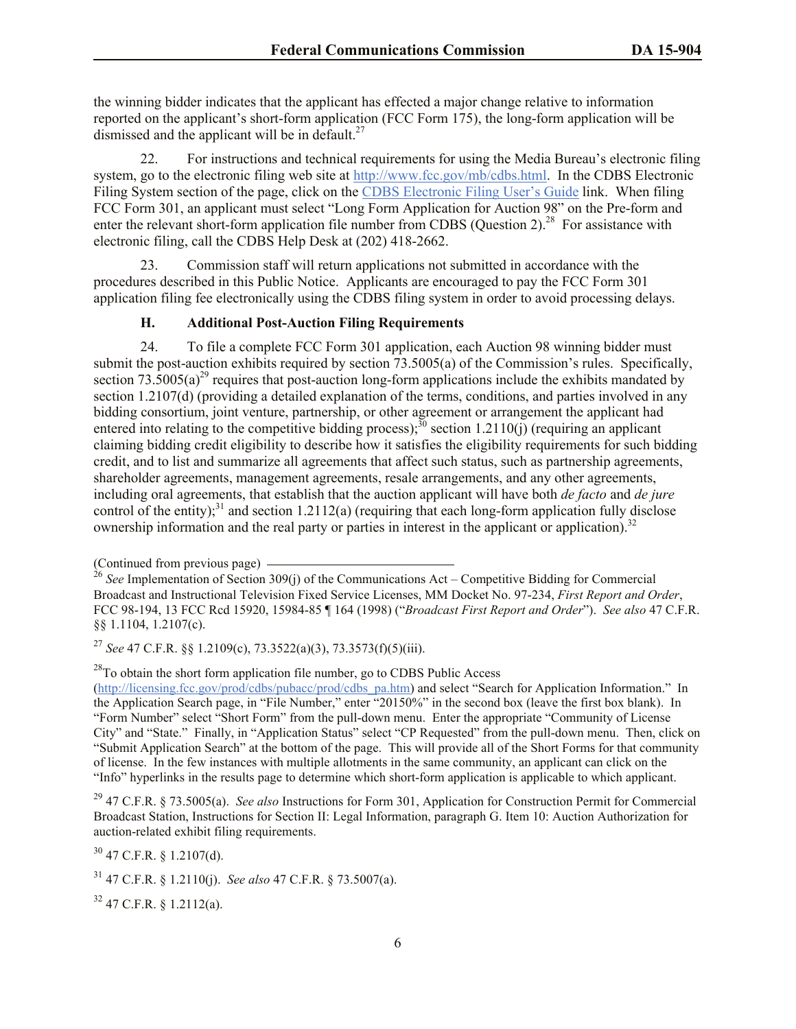the winning bidder indicates that the applicant has effected a major change relative to information reported on the applicant's short-form application (FCC Form 175), the long-form application will be dismissed and the applicant will be in default.[27]

22. For instructions and technical requirements for using the Media Bureau's electronic filing system, go to the electronic filing web site at http://www.fcc.gov/mb/cdbs.html. In the CDBS Electronic Filing System section of the page, click on the CDBS Electronic Filing User's Guide link. When filing FCC Form 301, an applicant must select "Long Form Application for Auction 98" on the Pre-form and enter the relevant short-form application file number from CDBS (Question 2).[28] For assistance with electronic filing, call the CDBS Help Desk at (202) 418-2662.

23. Commission staff will return applications not submitted in accordance with the procedures described in this Public Notice. Applicants are encouraged to pay the FCC Form 301 application filing fee electronically using the CDBS filing system in order to avoid processing delays.

### H. Additional Post-Auction Filing Requirements

24. To file a complete FCC Form 301 application, each Auction 98 winning bidder must submit the post-auction exhibits required by section 73.5005(a) of the Commission's rules. Specifically, section 73.5005(a)[29] requires that post-auction long-form applications include the exhibits mandated by section 1.2107(d) (providing a detailed explanation of the terms, conditions, and parties involved in any bidding consortium, joint venture, partnership, or other agreement or arrangement the applicant had entered into relating to the competitive bidding process);[30] section 1.2110(j) (requiring an applicant claiming bidding credit eligibility to describe how it satisfies the eligibility requirements for such bidding credit, and to list and summarize all agreements that affect such status, such as partnership agreements, shareholder agreements, management agreements, resale arrangements, and any other agreements, including oral agreements, that establish that the auction applicant will have both *de facto* and *de jure* control of the entity);[31] and section 1.2112(a) (requiring that each long-form application fully disclose ownership information and the real party or parties in interest in the applicant or application).[32]

---

(Continued from previous page)

[26] *See* Implementation of Section 309(j) of the Communications Act – Competitive Bidding for Commercial Broadcast and Instructional Television Fixed Service Licenses, MM Docket No. 97-234, *First Report and Order*, FCC 98-194, 13 FCC Rcd 15920, 15984-85 ¶ 164 (1998) ("*Broadcast First Report and Order*"). *See also* 47 C.F.R. §§ 1.1104, 1.2107(c).

[27] *See* 47 C.F.R. §§ 1.2109(c), 73.3522(a)(3), 73.3573(f)(5)(iii).

[28] To obtain the short form application file number, go to CDBS Public Access (http://licensing.fcc.gov/prod/cdbs/pubacc/prod/cdbs_pa.htm) and select "Search for Application Information." In the Application Search page, in "File Number," enter "20150%" in the second box (leave the first box blank). In "Form Number" select "Short Form" from the pull-down menu. Enter the appropriate "Community of License City" and "State." Finally, in "Application Status" select "CP Requested" from the pull-down menu. Then, click on "Submit Application Search" at the bottom of the page. This will provide all of the Short Forms for that community of license. In the few instances with multiple allotments in the same community, an applicant can click on the "Info" hyperlinks in the results page to determine which short-form application is applicable to which applicant.

[29] 47 C.F.R. § 73.5005(a). *See also* Instructions for Form 301, Application for Construction Permit for Commercial Broadcast Station, Instructions for Section II: Legal Information, paragraph G. Item 10: Auction Authorization for auction-related exhibit filing requirements.

[30] 47 C.F.R. § 1.2107(d).

[31] 47 C.F.R. § 1.2110(j). *See also* 47 C.F.R. § 73.5007(a).

[32] 47 C.F.R. § 1.2112(a).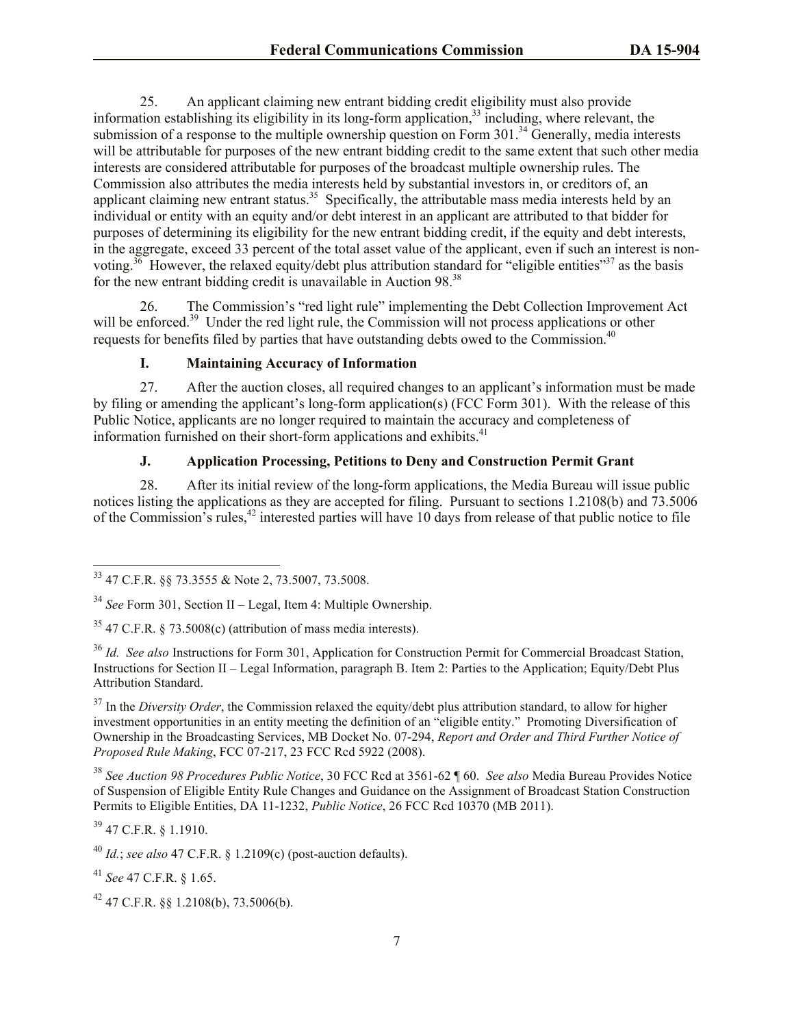25. An applicant claiming new entrant bidding credit eligibility must also provide information establishing its eligibility in its long-form application,[33] including, where relevant, the submission of a response to the multiple ownership question on Form 301.[34] Generally, media interests will be attributable for purposes of the new entrant bidding credit to the same extent that such other media interests are considered attributable for purposes of the broadcast multiple ownership rules. The Commission also attributes the media interests held by substantial investors in, or creditors of, an applicant claiming new entrant status.[35] Specifically, the attributable mass media interests held by an individual or entity with an equity and/or debt interest in an applicant are attributed to that bidder for purposes of determining its eligibility for the new entrant bidding credit, if the equity and debt interests, in the aggregate, exceed 33 percent of the total asset value of the applicant, even if such an interest is non-voting.[36] However, the relaxed equity/debt plus attribution standard for "eligible entities"[37] as the basis for the new entrant bidding credit is unavailable in Auction 98.[38]

26. The Commission's "red light rule" implementing the Debt Collection Improvement Act will be enforced.[39] Under the red light rule, the Commission will not process applications or other requests for benefits filed by parties that have outstanding debts owed to the Commission.[40]

### I. Maintaining Accuracy of Information

27. After the auction closes, all required changes to an applicant's information must be made by filing or amending the applicant's long-form application(s) (FCC Form 301). With the release of this Public Notice, applicants are no longer required to maintain the accuracy and completeness of information furnished on their short-form applications and exhibits.[41]

### J. Application Processing, Petitions to Deny and Construction Permit Grant

28. After its initial review of the long-form applications, the Media Bureau will issue public notices listing the applications as they are accepted for filing. Pursuant to sections 1.2108(b) and 73.5006 of the Commission's rules,[42] interested parties will have 10 days from release of that public notice to file

---

[33] 47 C.F.R. §§ 73.3555 & Note 2, 73.5007, 73.5008.

[34] *See* Form 301, Section II – Legal, Item 4: Multiple Ownership.

[35] 47 C.F.R. § 73.5008(c) (attribution of mass media interests).

[36] *Id. See also* Instructions for Form 301, Application for Construction Permit for Commercial Broadcast Station, Instructions for Section II – Legal Information, paragraph B. Item 2: Parties to the Application; Equity/Debt Plus Attribution Standard.

[37] In the *Diversity Order*, the Commission relaxed the equity/debt plus attribution standard, to allow for higher investment opportunities in an entity meeting the definition of an "eligible entity." Promoting Diversification of Ownership in the Broadcasting Services, MB Docket No. 07-294, *Report and Order and Third Further Notice of Proposed Rule Making*, FCC 07-217, 23 FCC Rcd 5922 (2008).

[38] *See Auction 98 Procedures Public Notice*, 30 FCC Rcd at 3561-62 ¶ 60. *See also* Media Bureau Provides Notice of Suspension of Eligible Entity Rule Changes and Guidance on the Assignment of Broadcast Station Construction Permits to Eligible Entities, DA 11-1232, *Public Notice*, 26 FCC Rcd 10370 (MB 2011).

[39] 47 C.F.R. § 1.1910.

[40] *Id.*; *see also* 47 C.F.R. § 1.2109(c) (post-auction defaults).

[41] *See* 47 C.F.R. § 1.65.

[42] 47 C.F.R. §§ 1.2108(b), 73.5006(b).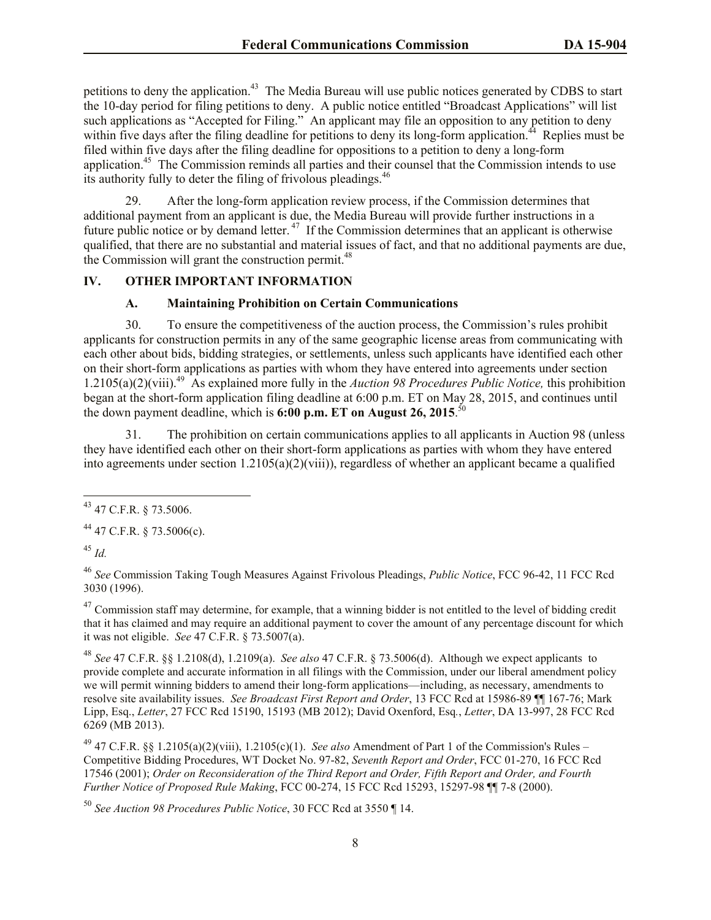petitions to deny the application.[43] The Media Bureau will use public notices generated by CDBS to start the 10-day period for filing petitions to deny. A public notice entitled "Broadcast Applications" will list such applications as "Accepted for Filing." An applicant may file an opposition to any petition to deny within five days after the filing deadline for petitions to deny its long-form application.[44] Replies must be filed within five days after the filing deadline for oppositions to a petition to deny a long-form application.[45] The Commission reminds all parties and their counsel that the Commission intends to use its authority fully to deter the filing of frivolous pleadings.[46]

29. After the long-form application review process, if the Commission determines that additional payment from an applicant is due, the Media Bureau will provide further instructions in a future public notice or by demand letter.[47] If the Commission determines that an applicant is otherwise qualified, that there are no substantial and material issues of fact, and that no additional payments are due, the Commission will grant the construction permit.[48]

## IV. OTHER IMPORTANT INFORMATION

### A. Maintaining Prohibition on Certain Communications

30. To ensure the competitiveness of the auction process, the Commission's rules prohibit applicants for construction permits in any of the same geographic license areas from communicating with each other about bids, bidding strategies, or settlements, unless such applicants have identified each other on their short-form applications as parties with whom they have entered into agreements under section 1.2105(a)(2)(viii).[49] As explained more fully in the *Auction 98 Procedures Public Notice,* this prohibition began at the short-form application filing deadline at 6:00 p.m. ET on May 28, 2015, and continues until the down payment deadline, which is **6:00 p.m. ET on August 26, 2015**.[50]

31. The prohibition on certain communications applies to all applicants in Auction 98 (unless they have identified each other on their short-form applications as parties with whom they have entered into agreements under section 1.2105(a)(2)(viii)), regardless of whether an applicant became a qualified

---

[43] 47 C.F.R. § 73.5006.

[44] 47 C.F.R. § 73.5006(c).

[45] *Id.*

[46] *See* Commission Taking Tough Measures Against Frivolous Pleadings, *Public Notice*, FCC 96-42, 11 FCC Rcd 3030 (1996).

[47] Commission staff may determine, for example, that a winning bidder is not entitled to the level of bidding credit that it has claimed and may require an additional payment to cover the amount of any percentage discount for which it was not eligible. *See* 47 C.F.R. § 73.5007(a).

[48] *See* 47 C.F.R. §§ 1.2108(d), 1.2109(a). *See also* 47 C.F.R. § 73.5006(d). Although we expect applicants to provide complete and accurate information in all filings with the Commission, under our liberal amendment policy we will permit winning bidders to amend their long-form applications—including, as necessary, amendments to resolve site availability issues. *See Broadcast First Report and Order*, 13 FCC Rcd at 15986-89 ¶¶ 167-76; Mark Lipp, Esq., *Letter*, 27 FCC Rcd 15190, 15193 (MB 2012); David Oxenford, Esq*.*, *Letter*, DA 13-997, 28 FCC Rcd 6269 (MB 2013).

[49] 47 C.F.R. §§ 1.2105(a)(2)(viii), 1.2105(c)(1). *See also* Amendment of Part 1 of the Commission's Rules – Competitive Bidding Procedures, WT Docket No. 97-82, *Seventh Report and Order*, FCC 01-270, 16 FCC Rcd 17546 (2001); *Order on Reconsideration of the Third Report and Order, Fifth Report and Order, and Fourth Further Notice of Proposed Rule Making*, FCC 00-274, 15 FCC Rcd 15293, 15297-98 ¶¶ 7-8 (2000).

[50] *See Auction 98 Procedures Public Notice*, 30 FCC Rcd at 3550 ¶ 14.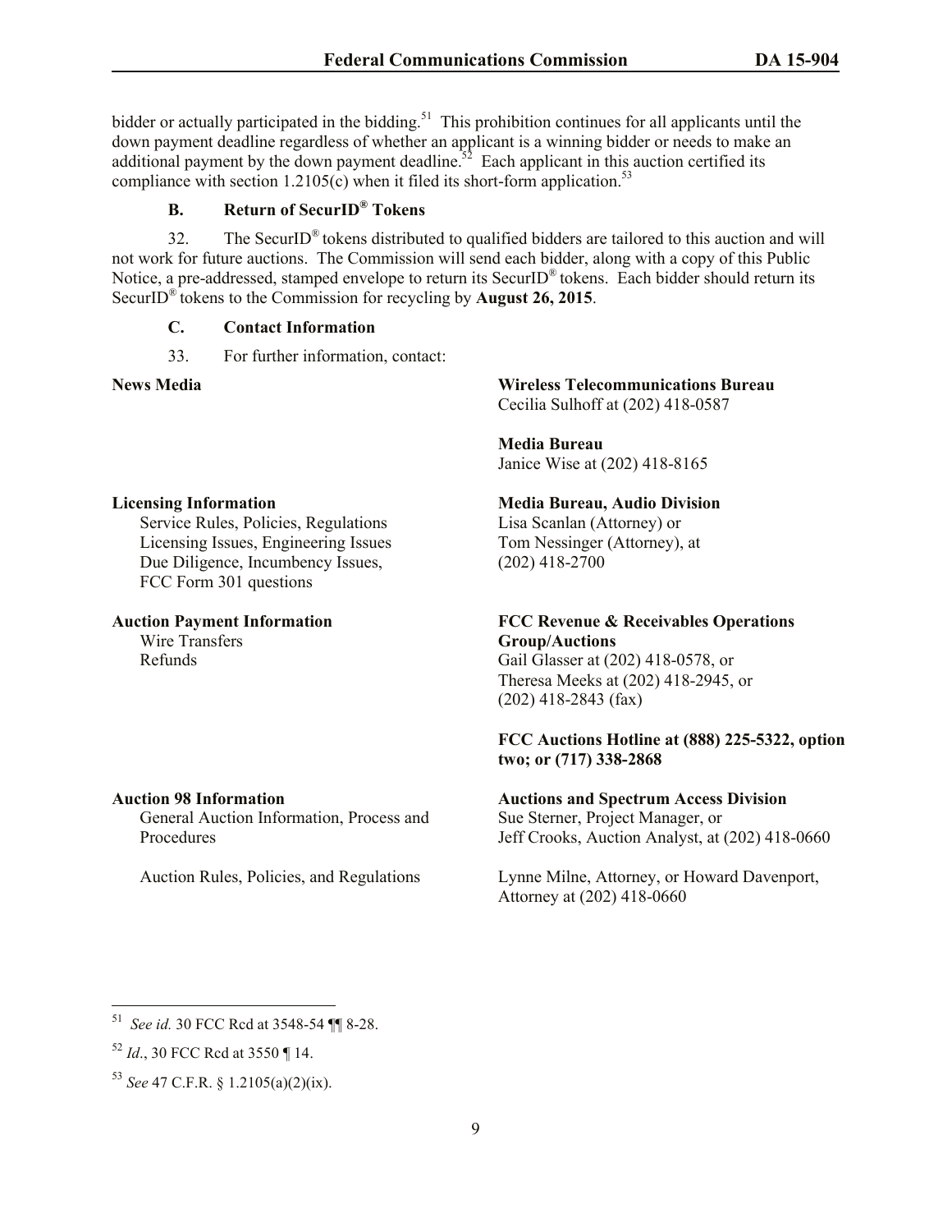bidder or actually participated in the bidding.[51] This prohibition continues for all applicants until the down payment deadline regardless of whether an applicant is a winning bidder or needs to make an additional payment by the down payment deadline.[52] Each applicant in this auction certified its compliance with section 1.2105(c) when it filed its short-form application.[53]

### B. Return of SecurID® Tokens

32. The SecurID® tokens distributed to qualified bidders are tailored to this auction and will not work for future auctions. The Commission will send each bidder, along with a copy of this Public Notice, a pre-addressed, stamped envelope to return its SecurID® tokens. Each bidder should return its SecurID® tokens to the Commission for recycling by **August 26, 2015**.

### C. Contact Information

33. For further information, contact:

**News Media**

**Wireless Telecommunications Bureau**
Cecilia Sulhoff at (202) 418-0587

**Media Bureau**
Janice Wise at (202) 418-8165

**Licensing Information**
- Service Rules, Policies, Regulations
- Licensing Issues, Engineering Issues
- Due Diligence, Incumbency Issues,
- FCC Form 301 questions

**Media Bureau, Audio Division**
Lisa Scanlan (Attorney) or
Tom Nessinger (Attorney), at
(202) 418-2700

**Auction Payment Information**
- Wire Transfers
- Refunds

**FCC Revenue & Receivables Operations Group/Auctions**
Gail Glasser at (202) 418-0578, or
Theresa Meeks at (202) 418-2945, or
(202) 418-2843 (fax)

**FCC Auctions Hotline at (888) 225-5322, option two; or (717) 338-2868**

**Auction 98 Information**

General Auction Information, Process and Procedures

**Auctions and Spectrum Access Division**
Sue Sterner, Project Manager, or
Jeff Crooks, Auction Analyst, at (202) 418-0660

Auction Rules, Policies, and Regulations

Lynne Milne, Attorney, or Howard Davenport, Attorney at (202) 418-0660

---

[51] *See id.* 30 FCC Rcd at 3548-54 ¶¶ 8-28.

[52] *Id.*, 30 FCC Rcd at 3550 ¶ 14.

[53] *See* 47 C.F.R. § 1.2105(a)(2)(ix).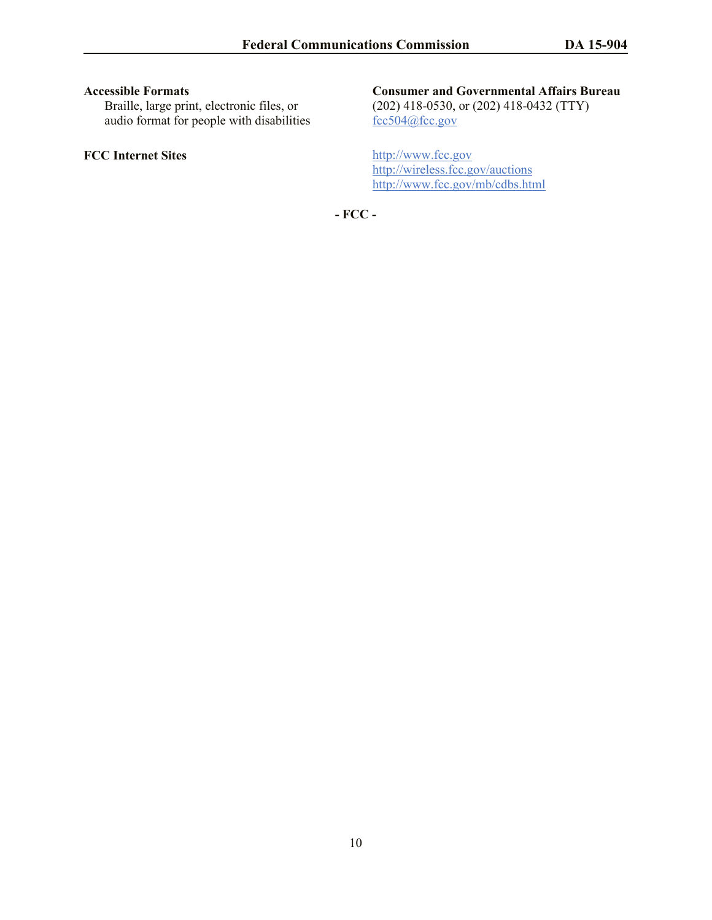**Accessible Formats**
Braille, large print, electronic files, or audio format for people with disabilities

**Consumer and Governmental Affairs Bureau**
(202) 418-0530, or (202) 418-0432 (TTY)
fcc504@fcc.gov

**FCC Internet Sites**

http://www.fcc.gov
http://wireless.fcc.gov/auctions
http://www.fcc.gov/mb/cdbs.html

**- FCC -**